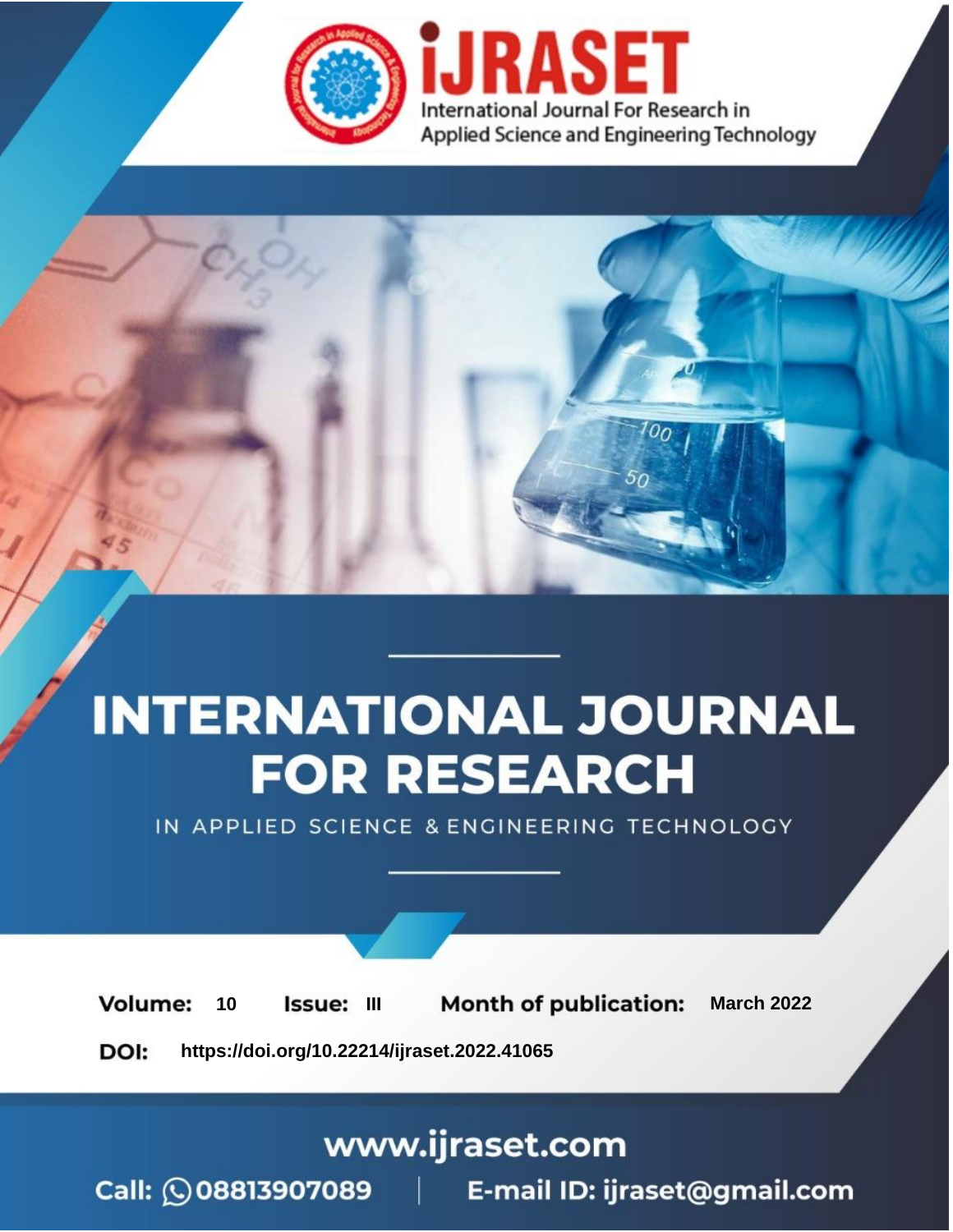# INTERNATIONAL JOURNAL FOR RESEARCH

IN APPLIED SCIENCE & ENGINEERING TECHNOLOGY

**Volume:** 10 **Issue:** III **Month of publication:** March 2022

**DOI:** https://doi.org/10.22214/ijraset.2022.41065

www.ijraset.com

Call: 08813907089 | E-mail ID: ijraset@gmail.com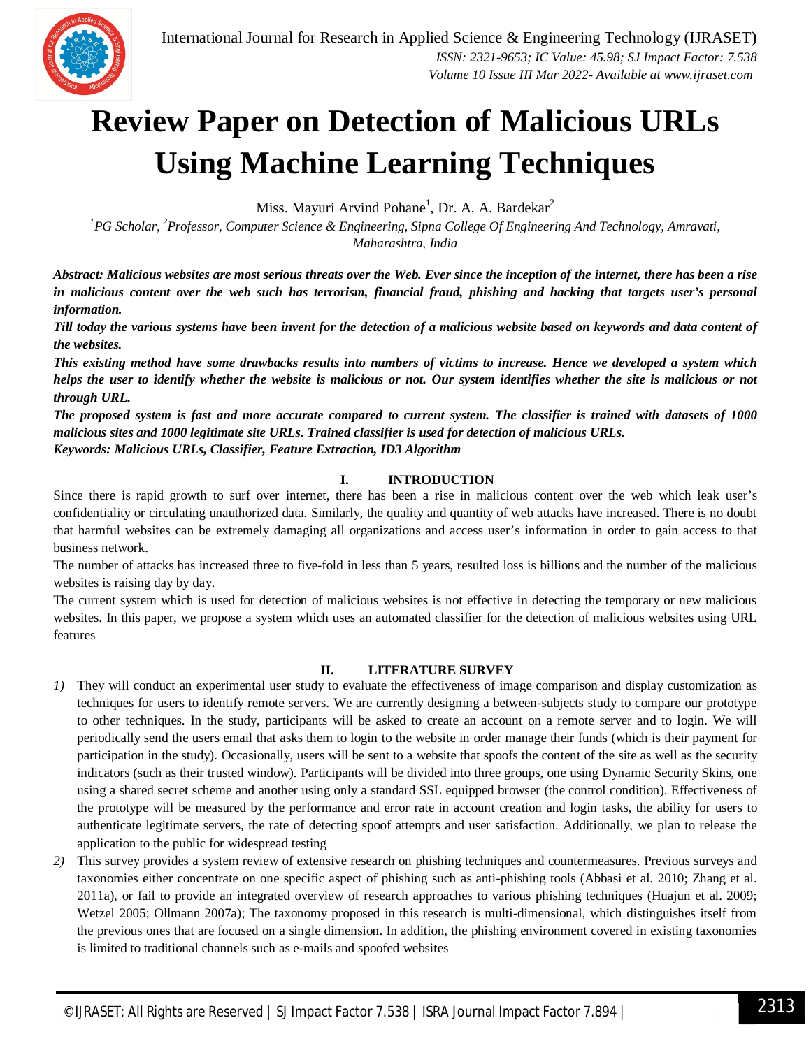# Review Paper on Detection of Malicious URLs Using Machine Learning Techniques

Miss. Mayuri Arvind Pohane[1], Dr. A. A. Bardekar[2]

[1]*PG Scholar,* [2]*Professor, Computer Science & Engineering, Sipna College Of Engineering And Technology, Amravati, Maharashtra, India*

***Abstract: Malicious websites are most serious threats over the Web. Ever since the inception of the internet, there has been a rise in malicious content over the web such has terrorism, financial fraud, phishing and hacking that targets user's personal information.***

***Till today the various systems have been invent for the detection of a malicious website based on keywords and data content of the websites.***

***This existing method have some drawbacks results into numbers of victims to increase. Hence we developed a system which helps the user to identify whether the website is malicious or not. Our system identifies whether the site is malicious or not through URL.***

***The proposed system is fast and more accurate compared to current system. The classifier is trained with datasets of 1000 malicious sites and 1000 legitimate site URLs. Trained classifier is used for detection of malicious URLs.***

***Keywords: Malicious URLs, Classifier, Feature Extraction, ID3 Algorithm***

## I. INTRODUCTION

Since there is rapid growth to surf over internet, there has been a rise in malicious content over the web which leak user's confidentiality or circulating unauthorized data. Similarly, the quality and quantity of web attacks have increased. There is no doubt that harmful websites can be extremely damaging all organizations and access user's information in order to gain access to that business network.

The number of attacks has increased three to five-fold in less than 5 years, resulted loss is billions and the number of the malicious websites is raising day by day.

The current system which is used for detection of malicious websites is not effective in detecting the temporary or new malicious websites. In this paper, we propose a system which uses an automated classifier for the detection of malicious websites using URL features

## II. LITERATURE SURVEY

1) They will conduct an experimental user study to evaluate the effectiveness of image comparison and display customization as techniques for users to identify remote servers. We are currently designing a between-subjects study to compare our prototype to other techniques. In the study, participants will be asked to create an account on a remote server and to login. We will periodically send the users email that asks them to login to the website in order manage their funds (which is their payment for participation in the study). Occasionally, users will be sent to a website that spoofs the content of the site as well as the security indicators (such as their trusted window). Participants will be divided into three groups, one using Dynamic Security Skins, one using a shared secret scheme and another using only a standard SSL equipped browser (the control condition). Effectiveness of the prototype will be measured by the performance and error rate in account creation and login tasks, the ability for users to authenticate legitimate servers, the rate of detecting spoof attempts and user satisfaction. Additionally, we plan to release the application to the public for widespread testing
2) This survey provides a system review of extensive research on phishing techniques and countermeasures. Previous surveys and taxonomies either concentrate on one specific aspect of phishing such as anti-phishing tools (Abbasi et al. 2010; Zhang et al. 2011a), or fail to provide an integrated overview of research approaches to various phishing techniques (Huajun et al. 2009; Wetzel 2005; Ollmann 2007a); The taxonomy proposed in this research is multi-dimensional, which distinguishes itself from the previous ones that are focused on a single dimension. In addition, the phishing environment covered in existing taxonomies is limited to traditional channels such as e-mails and spoofed websites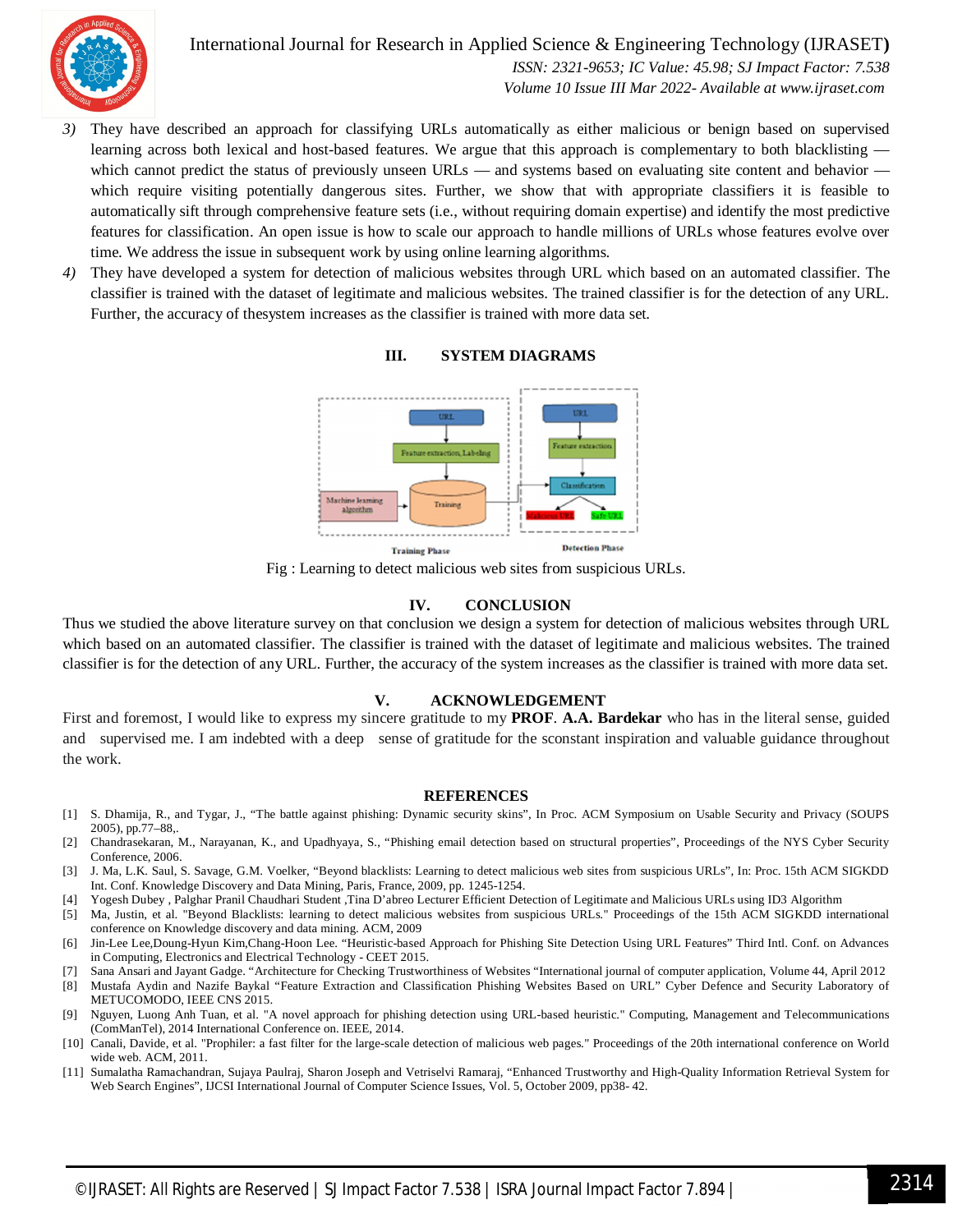3) They have described an approach for classifying URLs automatically as either malicious or benign based on supervised learning across both lexical and host-based features. We argue that this approach is complementary to both blacklisting — which cannot predict the status of previously unseen URLs — and systems based on evaluating site content and behavior — which require visiting potentially dangerous sites. Further, we show that with appropriate classifiers it is feasible to automatically sift through comprehensive feature sets (i.e., without requiring domain expertise) and identify the most predictive features for classification. An open issue is how to scale our approach to handle millions of URLs whose features evolve over time. We address the issue in subsequent work by using online learning algorithms.
4) They have developed a system for detection of malicious websites through URL which based on an automated classifier. The classifier is trained with the dataset of legitimate and malicious websites. The trained classifier is for the detection of any URL. Further, the accuracy of thesystem increases as the classifier is trained with more data set.

## III. SYSTEM DIAGRAMS

Fig : Learning to detect malicious web sites from suspicious URLs.

## IV. CONCLUSION

Thus we studied the above literature survey on that conclusion we design a system for detection of malicious websites through URL which based on an automated classifier. The classifier is trained with the dataset of legitimate and malicious websites. The trained classifier is for the detection of any URL. Further, the accuracy of the system increases as the classifier is trained with more data set.

## V. ACKNOWLEDGEMENT

First and foremost, I would like to express my sincere gratitude to my **PROF**. **A.A. Bardekar** who has in the literal sense, guided and supervised me. I am indebted with a deep sense of gratitude for the sconstant inspiration and valuable guidance throughout the work.

## REFERENCES

[1] S. Dhamija, R., and Tygar, J., "The battle against phishing: Dynamic security skins", In Proc. ACM Symposium on Usable Security and Privacy (SOUPS 2005), pp.77–88,.
[2] Chandrasekaran, M., Narayanan, K., and Upadhyaya, S., "Phishing email detection based on structural properties", Proceedings of the NYS Cyber Security Conference, 2006.
[3] J. Ma, L.K. Saul, S. Savage, G.M. Voelker, "Beyond blacklists: Learning to detect malicious web sites from suspicious URLs", In: Proc. 15th ACM SIGKDD Int. Conf. Knowledge Discovery and Data Mining, Paris, France, 2009, pp. 1245-1254.
[4] Yogesh Dubey , Palghar Pranil Chaudhari Student ,Tina D'abreo Lecturer Efficient Detection of Legitimate and Malicious URLs using ID3 Algorithm
[5] Ma, Justin, et al. "Beyond Blacklists: learning to detect malicious websites from suspicious URLs." Proceedings of the 15th ACM SIGKDD international conference on Knowledge discovery and data mining. ACM, 2009
[6] Jin-Lee Lee,Doung-Hyun Kim,Chang-Hoon Lee. "Heuristic-based Approach for Phishing Site Detection Using URL Features" Third Intl. Conf. on Advances in Computing, Electronics and Electrical Technology - CEET 2015.
[7] Sana Ansari and Jayant Gadge. "Architecture for Checking Trustworthiness of Websites "International journal of computer application, Volume 44, April 2012
[8] Mustafa Aydin and Nazife Baykal "Feature Extraction and Classification Phishing Websites Based on URL" Cyber Defence and Security Laboratory of METUCOMODO, IEEE CNS 2015.
[9] Nguyen, Luong Anh Tuan, et al. "A novel approach for phishing detection using URL-based heuristic." Computing, Management and Telecommunications (ComManTel), 2014 International Conference on. IEEE, 2014.
[10] Canali, Davide, et al. "Prophiler: a fast filter for the large-scale detection of malicious web pages." Proceedings of the 20th international conference on World wide web. ACM, 2011.
[11] Sumalatha Ramachandran, Sujaya Paulraj, Sharon Joseph and Vetriselvi Ramaraj, "Enhanced Trustworthy and High-Quality Information Retrieval System for Web Search Engines", IJCSI International Journal of Computer Science Issues, Vol. 5, October 2009, pp38- 42.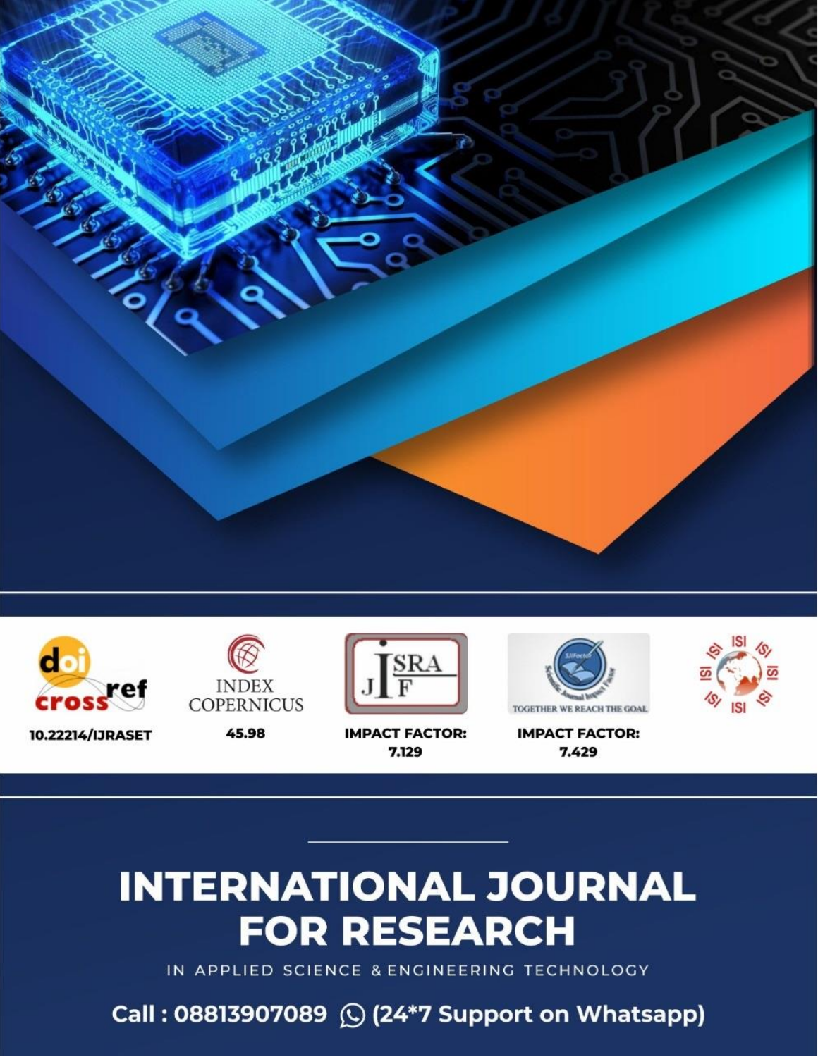10.22214/IJRASET

45.98

IMPACT FACTOR: 7.129

IMPACT FACTOR: 7.429

# INTERNATIONAL JOURNAL FOR RESEARCH

IN APPLIED SCIENCE & ENGINEERING TECHNOLOGY

Call : 08813907089 (24*7 Support on Whatsapp)